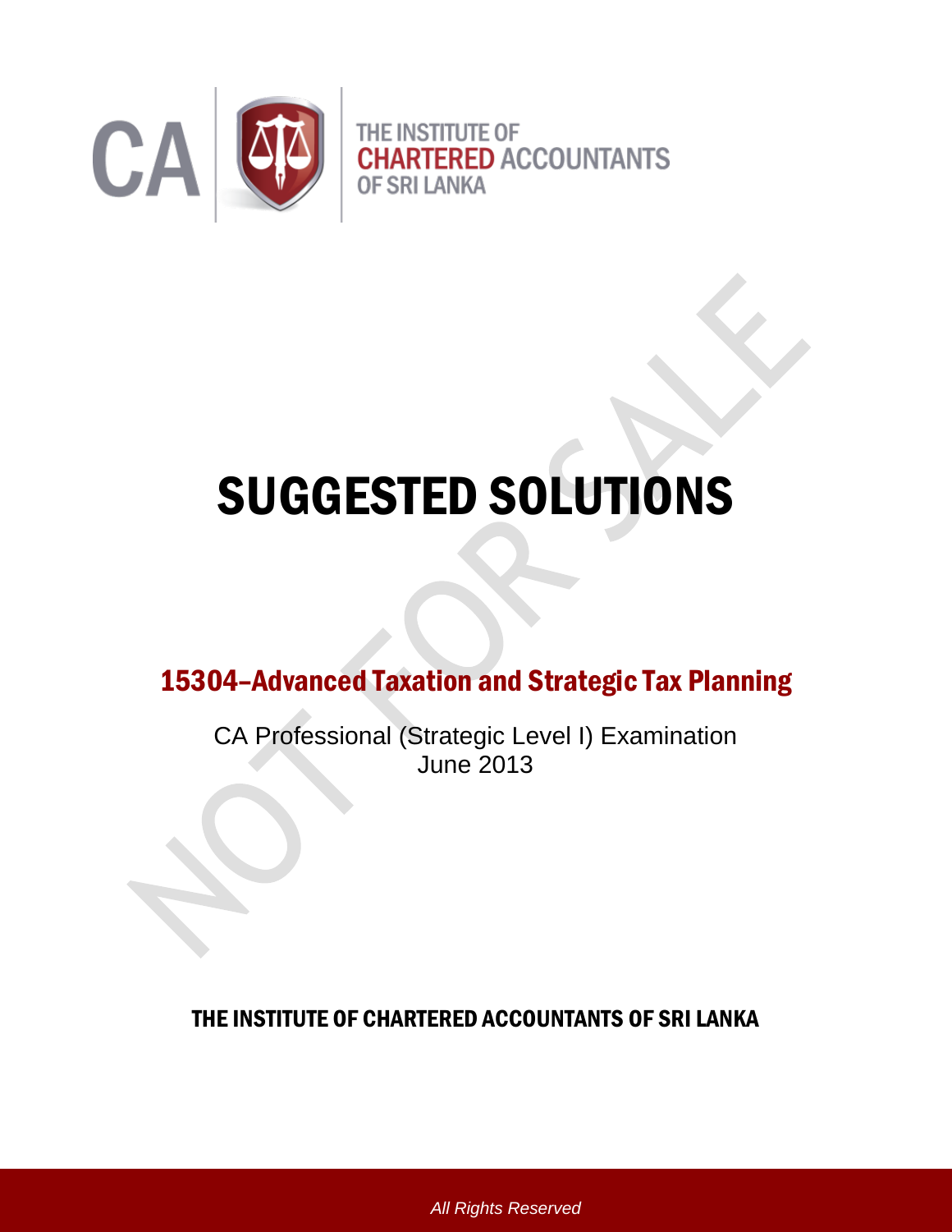THE INSTITUTE OF CHARTERED ACCOUNTANTS OF SRI LANKA

# SUGGESTED SOLUTIONS

## 15304–Advanced Taxation and Strategic Tax Planning

CA Professional (Strategic Level I) Examination
June 2013

THE INSTITUTE OF CHARTERED ACCOUNTANTS OF SRI LANKA

*All Rights Reserved*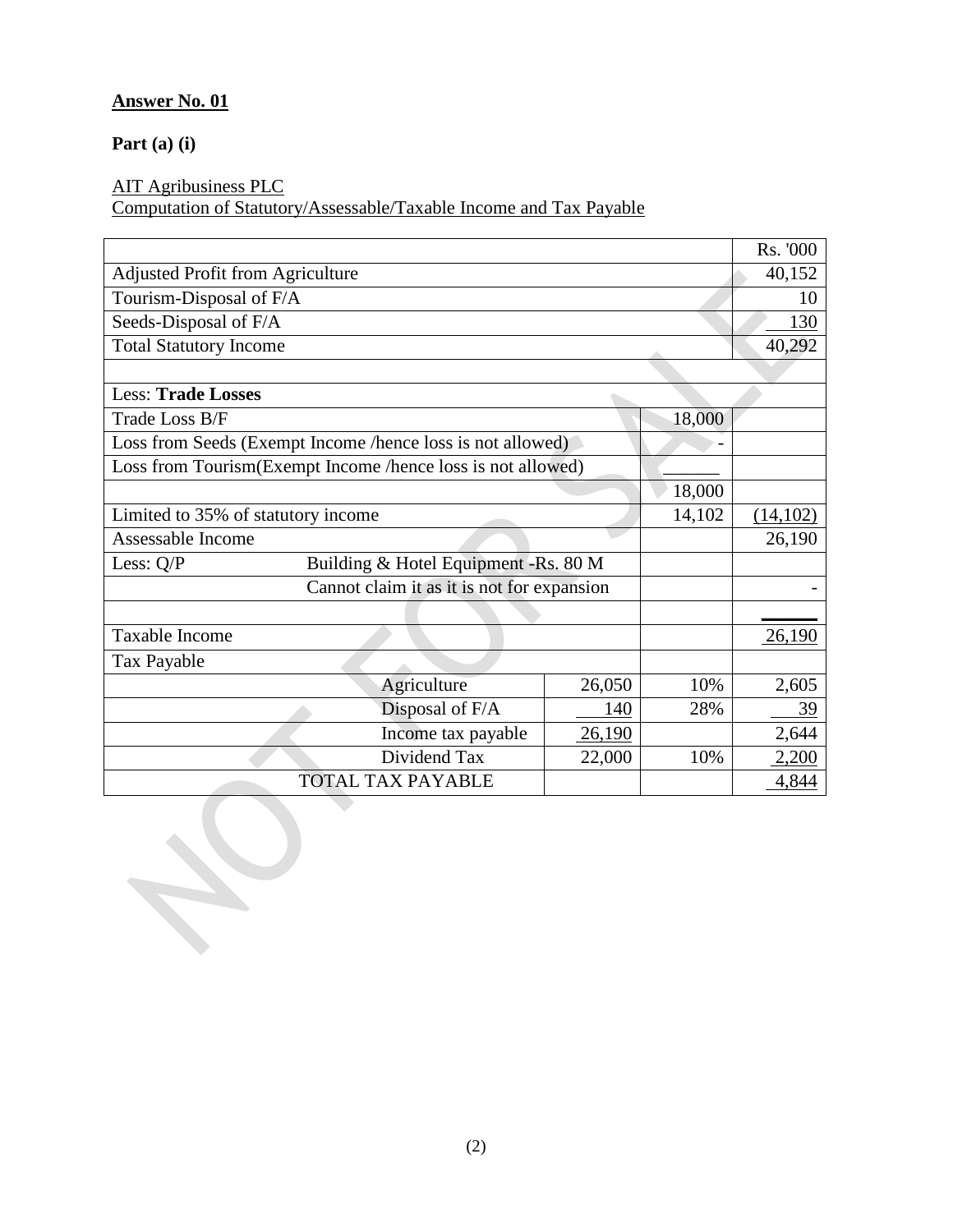**Answer No. 01**

**Part (a) (i)**

AIT Agribusiness PLC
Computation of Statutory/Assessable/Taxable Income and Tax Payable

| | | | | Rs. '000 |
|---|---|---|---|---|
| Adjusted Profit from Agriculture | | | | 40,152 |
| Tourism-Disposal of F/A | | | | 10 |
| Seeds-Disposal of F/A | | | | 130 |
| Total Statutory Income | | | | 40,292 |
| | | | | |
| Less: **Trade Losses** | | | | |
| Trade Loss B/F | | | 18,000 | |
| Loss from Seeds (Exempt Income /hence loss is not allowed) | | | - | |
| Loss from Tourism(Exempt Income /hence loss is not allowed) | | | | |
| | | | 18,000 | |
| Limited to 35% of statutory income | | | 14,102 | (14,102) |
| Assessable Income | | | | 26,190 |
| Less: Q/P | Building & Hotel Equipment -Rs. 80 M | | | |
| | Cannot claim it as it is not for expansion | | | - |
| | | | | |
| Taxable Income | | | | 26,190 |
| Tax Payable | | | | |
| | Agriculture | 26,050 | 10% | 2,605 |
| | Disposal of F/A | 140 | 28% | 39 |
| | Income tax payable | 26,190 | | 2,644 |
| | Dividend Tax | 22,000 | 10% | 2,200 |
| | TOTAL TAX PAYABLE | | | 4,844 |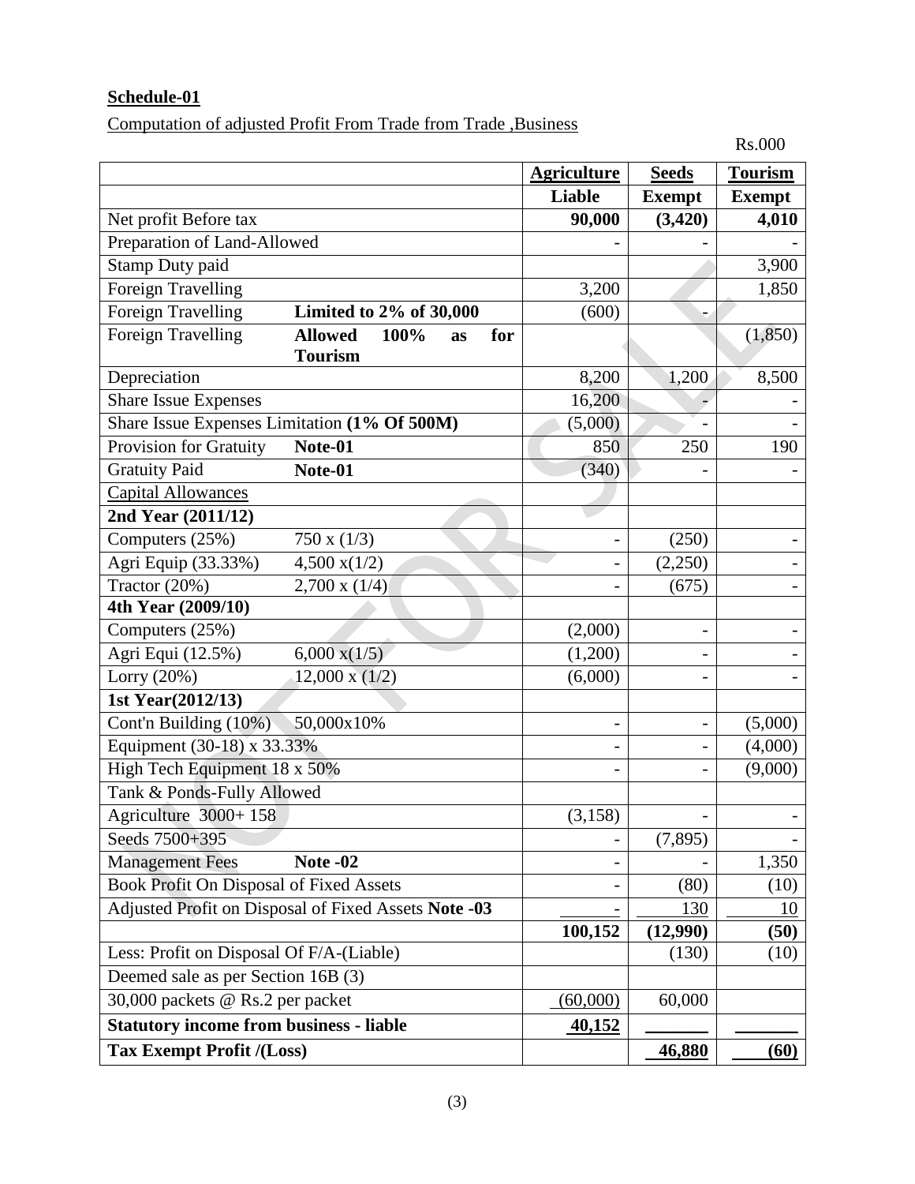**Schedule-01**

Computation of adjusted Profit From Trade from Trade ,Business

Rs.000

| | | **Agriculture** | **Seeds** | **Tourism** |
|---|---|---|---|---|
| | | **Liable** | **Exempt** | **Exempt** |
| Net profit Before tax | | **90,000** | **(3,420)** | **4,010** |
| Preparation of Land-Allowed | | - | - | - |
| Stamp Duty paid | | | | 3,900 |
| Foreign Travelling | | 3,200 | | 1,850 |
| Foreign Travelling | **Limited to 2% of 30,000** | (600) | - | |
| Foreign Travelling | **Allowed 100% as for Tourism** | | | (1,850) |
| Depreciation | | 8,200 | 1,200 | 8,500 |
| Share Issue Expenses | | 16,200 | - | - |
| Share Issue Expenses Limitation **(1% Of 500M)** | | (5,000) | - | - |
| Provision for Gratuity | **Note-01** | 850 | 250 | 190 |
| Gratuity Paid | **Note-01** | (340) | - | - |
| Capital Allowances | | | | |
| **2nd Year (2011/12)** | | | | |
| Computers (25%) | 750 x (1/3) | - | (250) | - |
| Agri Equip (33.33%) | 4,500 x(1/2) | - | (2,250) | - |
| Tractor (20%) | 2,700 x (1/4) | - | (675) | - |
| **4th Year (2009/10)** | | | | |
| Computers (25%) | | (2,000) | - | - |
| Agri Equi (12.5%) | 6,000 x(1/5) | (1,200) | - | - |
| Lorry (20%) | 12,000 x (1/2) | (6,000) | - | - |
| **1st Year(2012/13)** | | | | |
| Cont'n Building (10%) | 50,000x10% | - | - | (5,000) |
| Equipment (30-18) x 33.33% | | - | - | (4,000) |
| High Tech Equipment 18 x 50% | | - | - | (9,000) |
| Tank & Ponds-Fully Allowed | | | | |
| Agriculture 3000+ 158 | | (3,158) | - | - |
| Seeds 7500+395 | | - | (7,895) | - |
| Management Fees | **Note -02** | - | - | 1,350 |
| Book Profit On Disposal of Fixed Assets | | - | (80) | (10) |
| Adjusted Profit on Disposal of Fixed Assets **Note -03** | | - | 130 | 10 |
| | | **100,152** | **(12,990)** | **(50)** |
| Less: Profit on Disposal Of F/A-(Liable) | | | (130) | (10) |
| Deemed sale as per Section 16B (3) | | | | |
| 30,000 packets @ Rs.2 per packet | | (60,000) | 60,000 | |
| **Statutory income from business - liable** | | **40,152** | | |
| **Tax Exempt Profit /(Loss)** | | | **46,880** | **(60)** |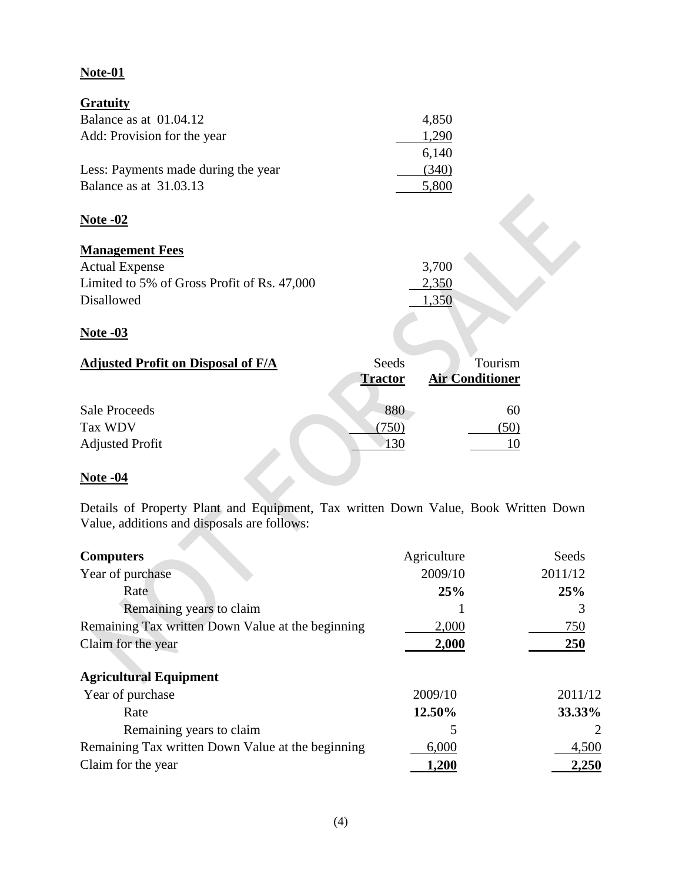**Note-01**

**Gratuity**

| | |
|---|---|
| Balance as at 01.04.12 | 4,850 |
| Add: Provision for the year | 1,290 |
| | 6,140 |
| Less: Payments made during the year | (340) |
| Balance as at 31.03.13 | 5,800 |

**Note -02**

**Management Fees**

| | |
|---|---|
| Actual Expense | 3,700 |
| Limited to 5% of Gross Profit of Rs. 47,000 | 2,350 |
| Disallowed | 1,350 |

**Note -03**

| **Adjusted Profit on Disposal of F/A** | Seeds **Tractor** | Tourism **Air Conditioner** |
|---|---|---|
| Sale Proceeds | 880 | 60 |
| Tax WDV | (750) | (50) |
| Adjusted Profit | 130 | 10 |

**Note -04**

Details of Property Plant and Equipment, Tax written Down Value, Book Written Down Value, additions and disposals are follows:

| **Computers** | Agriculture | Seeds |
|---|---|---|
| Year of purchase | 2009/10 | 2011/12 |
| Rate | **25%** | **25%** |
| Remaining years to claim | 1 | 3 |
| Remaining Tax written Down Value at the beginning | 2,000 | 750 |
| Claim for the year | **2,000** | **250** |
| **Agricultural Equipment** | | |
| Year of purchase | 2009/10 | 2011/12 |
| Rate | **12.50%** | **33.33%** |
| Remaining years to claim | 5 | 2 |
| Remaining Tax written Down Value at the beginning | 6,000 | 4,500 |
| Claim for the year | **1,200** | **2,250** |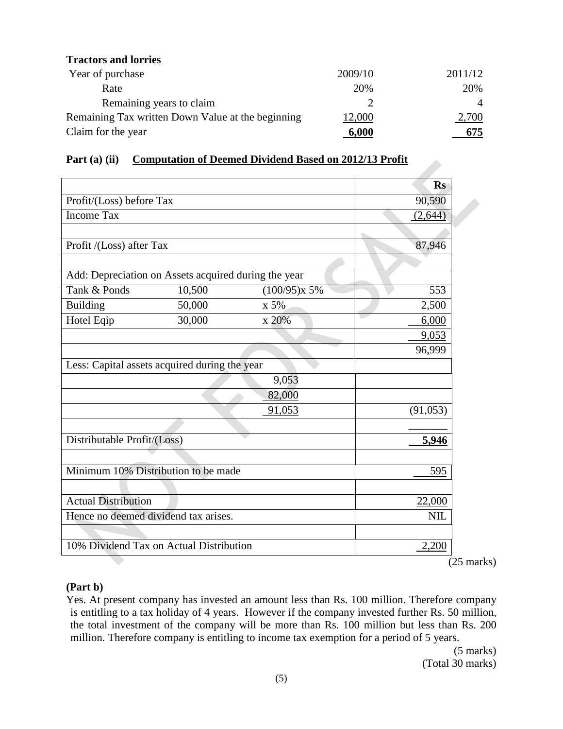**Tractors and lorries**

| Year of purchase | 2009/10 | 2011/12 |
|---|---|---|
| Rate | 20% | 20% |
| Remaining years to claim | 2 | 4 |
| Remaining Tax written Down Value at the beginning | 12,000 | 2,700 |
| Claim for the year | **6,000** | **675** |

**Part (a) (ii) Computation of Deemed Dividend Based on 2012/13 Profit**

| | | | Rs |
|---|---|---|---|
| Profit/(Loss) before Tax | | | 90,590 |
| Income Tax | | | (2,644) |
| | | | |
| Profit /(Loss) after Tax | | | 87,946 |
| | | | |
| Add: Depreciation on Assets acquired during the year | | | |
| Tank & Ponds | 10,500 | (100/95)x 5% | 553 |
| Building | 50,000 | x 5% | 2,500 |
| Hotel Eqip | 30,000 | x 20% | 6,000 |
| | | | 9,053 |
| | | | 96,999 |
| Less: Capital assets acquired during the year | | | |
| | | 9,053 | |
| | | 82,000 | |
| | | 91,053 | (91,053) |
| | | | |
| Distributable Profit/(Loss) | | | **5,946** |
| | | | |
| Minimum 10% Distribution to be made | | | 595 |
| | | | |
| Actual Distribution | | | 22,000 |
| Hence no deemed dividend tax arises. | | | NIL |
| | | | |
| 10% Dividend Tax on Actual Distribution | | | 2,200 |

(25 marks)

**(Part b)**

Yes. At present company has invested an amount less than Rs. 100 million. Therefore company is entitling to a tax holiday of 4 years. However if the company invested further Rs. 50 million, the total investment of the company will be more than Rs. 100 million but less than Rs. 200 million. Therefore company is entitling to income tax exemption for a period of 5 years.

(5 marks)
(Total 30 marks)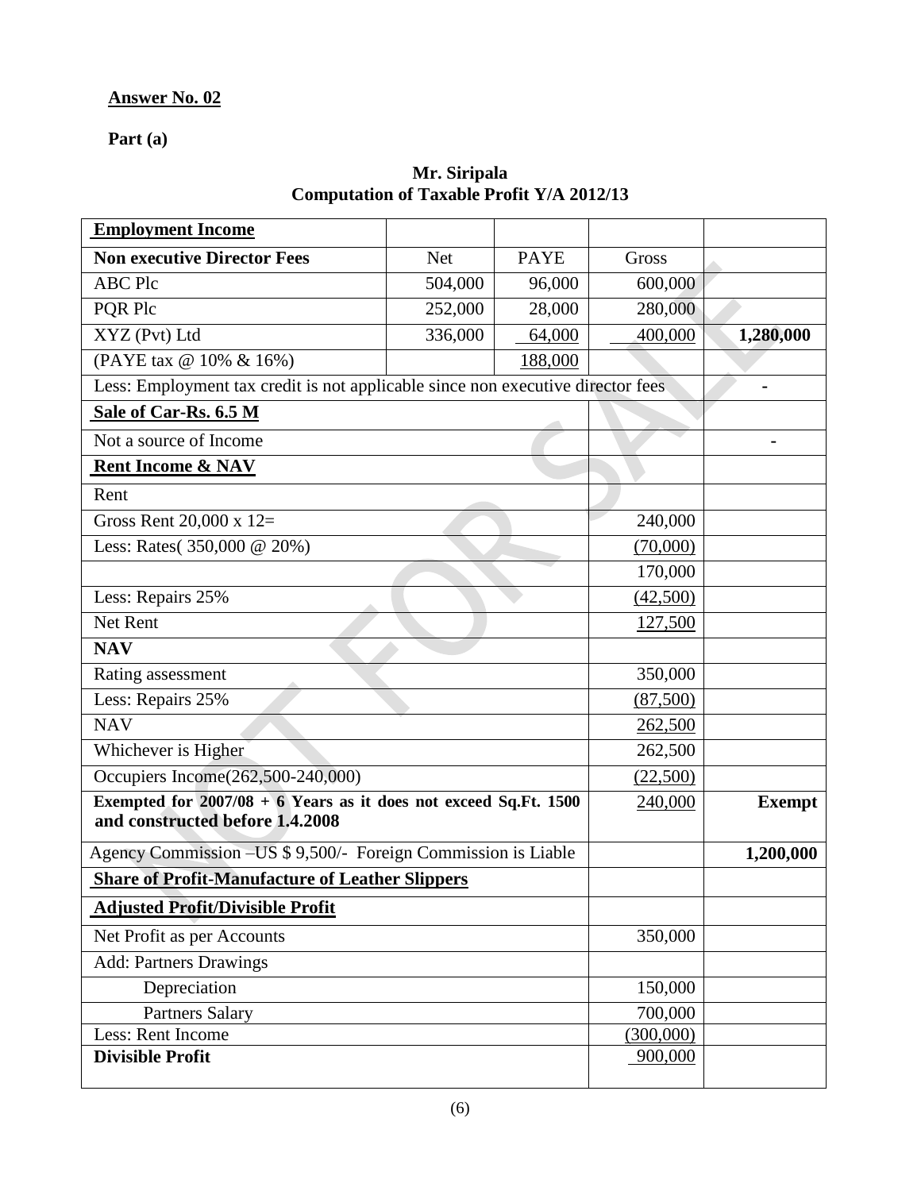**Answer No. 02**

**Part (a)**

**Mr. Siripala**
**Computation of Taxable Profit Y/A 2012/13**

| **Employment Income** | | | | |
|---|---|---|---|---|
| **Non executive Director Fees** | Net | PAYE | Gross | |
| ABC Plc | 504,000 | 96,000 | 600,000 | |
| PQR Plc | 252,000 | 28,000 | 280,000 | |
| XYZ (Pvt) Ltd | 336,000 | 64,000 | 400,000 | **1,280,000** |
| (PAYE tax @ 10% & 16%) | | 188,000 | | |
| Less: Employment tax credit is not applicable since non executive director fees | | | | - |
| **Sale of Car-Rs. 6.5 M** | | | | |
| Not a source of Income | | | | - |
| **Rent Income & NAV** | | | | |
| Rent | | | | |
| Gross Rent 20,000 x 12= | | | 240,000 | |
| Less: Rates( 350,000 @ 20%) | | | (70,000) | |
| | | | 170,000 | |
| Less: Repairs 25% | | | (42,500) | |
| Net Rent | | | 127,500 | |
| **NAV** | | | | |
| Rating assessment | | | 350,000 | |
| Less: Repairs 25% | | | (87,500) | |
| NAV | | | 262,500 | |
| Whichever is Higher | | | 262,500 | |
| Occupiers Income(262,500-240,000) | | | (22,500) | |
| **Exempted for 2007/08 + 6 Years as it does not exceed Sq.Ft. 1500 and constructed before 1.4.2008** | | | 240,000 | **Exempt** |
| Agency Commission –US $ 9,500/- Foreign Commission is Liable | | | | **1,200,000** |
| **Share of Profit-Manufacture of Leather Slippers** | | | | |
| **Adjusted Profit/Divisible Profit** | | | | |
| Net Profit as per Accounts | | | 350,000 | |
| Add: Partners Drawings | | | | |
| Depreciation | | | 150,000 | |
| Partners Salary | | | 700,000 | |
| Less: Rent Income | | | (300,000) | |
| **Divisible Profit** | | | 900,000 | |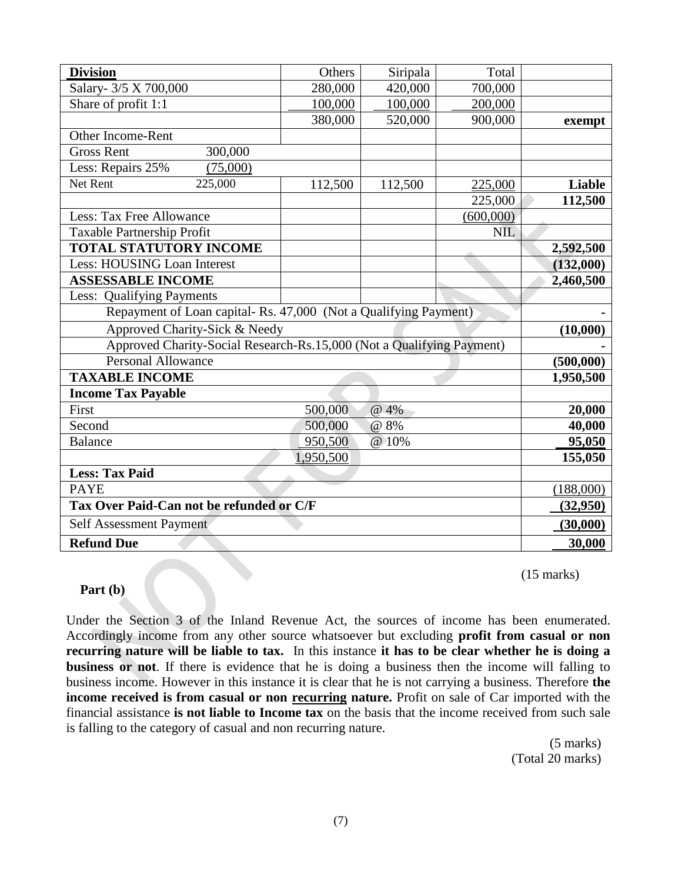| **Division** | Others | Siripala | Total | |
|---|---|---|---|---|
| Salary- 3/5 X 700,000 | 280,000 | 420,000 | 700,000 | |
| Share of profit 1:1 | 100,000 | 100,000 | 200,000 | |
| | 380,000 | 520,000 | 900,000 | **exempt** |
| Other Income-Rent | | | | |
| Gross Rent 300,000 | | | | |
| Less: Repairs 25% (75,000) | | | | |
| Net Rent 225,000 | 112,500 | 112,500 | 225,000 | **Liable** |
| | | | 225,000 | **112,500** |
| Less: Tax Free Allowance | | | (600,000) | |
| Taxable Partnership Profit | | | NIL | |
| **TOTAL STATUTORY INCOME** | | | | **2,592,500** |
| Less: HOUSING Loan Interest | | | | **(132,000)** |
| **ASSESSABLE INCOME** | | | | **2,460,500** |
| Less: Qualifying Payments | | | | |
| Repayment of Loan capital- Rs. 47,000 (Not a Qualifying Payment) | | | | **-** |
| Approved Charity-Sick & Needy | | | | **(10,000)** |
| Approved Charity-Social Research-Rs.15,000 (Not a Qualifying Payment) | | | | **-** |
| Personal Allowance | | | | **(500,000)** |
| **TAXABLE INCOME** | | | | **1,950,500** |
| **Income Tax Payable** | | | | |
| First | 500,000 | @ 4% | | **20,000** |
| Second | 500,000 | @ 8% | | **40,000** |
| Balance | 950,500 | @ 10% | | **95,050** |
| | 1,950,500 | | | **155,050** |
| **Less: Tax Paid** | | | | |
| PAYE | | | | (188,000) |
| **Tax Over Paid-Can not be refunded or C/F** | | | | **(32,950)** |
| Self Assessment Payment | | | | **(30,000)** |
| **Refund Due** | | | | **30,000** |

(15 marks)

**Part (b)**

Under the Section 3 of the Inland Revenue Act, the sources of income has been enumerated. Accordingly income from any other source whatsoever but excluding **profit from casual or non recurring nature will be liable to tax.** In this instance **it has to be clear whether he is doing a business or not**. If there is evidence that he is doing a business then the income will falling to business income. However in this instance it is clear that he is not carrying a business. Therefore **the income received is from casual or non <u>recurring</u> nature.** Profit on sale of Car imported with the financial assistance **is not liable to Income tax** on the basis that the income received from such sale is falling to the category of casual and non recurring nature.

(5 marks)
(Total 20 marks)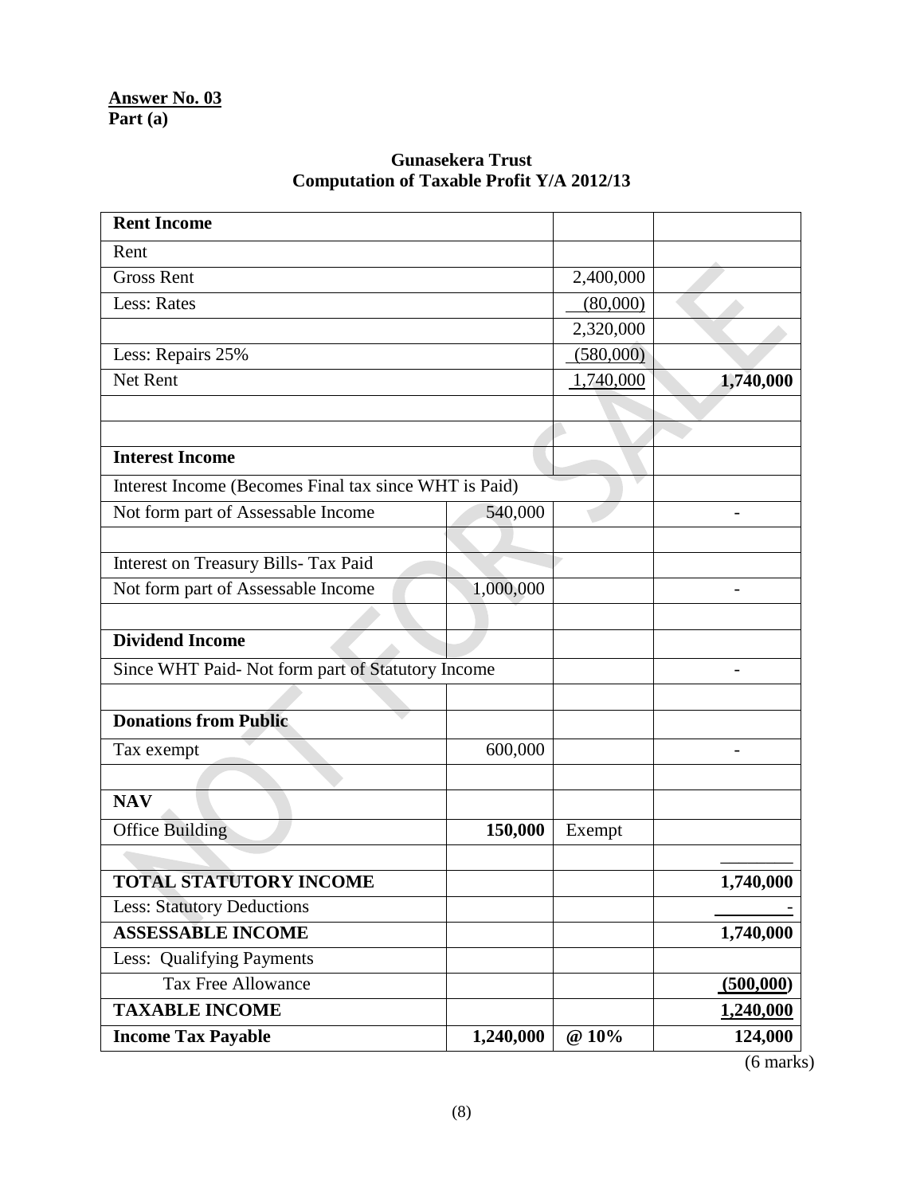**Answer No. 03**
**Part (a)**

**Gunasekera Trust**
**Computation of Taxable Profit Y/A 2012/13**

| **Rent Income** | | | |
|---|---|---|---|
| Rent | | | |
| Gross Rent | | 2,400,000 | |
| Less: Rates | | (80,000) | |
| | | 2,320,000 | |
| Less: Repairs 25% | | (580,000) | |
| Net Rent | | 1,740,000 | **1,740,000** |
| | | | |
| | | | |
| **Interest Income** | | | |
| Interest Income (Becomes Final tax since WHT is Paid) | | | |
| Not form part of Assessable Income | 540,000 | | - |
| | | | |
| Interest on Treasury Bills- Tax Paid | | | |
| Not form part of Assessable Income | 1,000,000 | | - |
| | | | |
| **Dividend Income** | | | |
| Since WHT Paid- Not form part of Statutory Income | | | - |
| | | | |
| **Donations from Public** | | | |
| Tax exempt | 600,000 | | - |
| | | | |
| **NAV** | | | |
| Office Building | **150,000** | Exempt | |
| | | | |
| **TOTAL STATUTORY INCOME** | | | **1,740,000** |
| Less: Statutory Deductions | | | - |
| **ASSESSABLE INCOME** | | | **1,740,000** |
| Less: Qualifying Payments | | | |
| Tax Free Allowance | | | **(500,000)** |
| **TAXABLE INCOME** | | | **1,240,000** |
| **Income Tax Payable** | **1,240,000** | **@ 10%** | **124,000** |

(6 marks)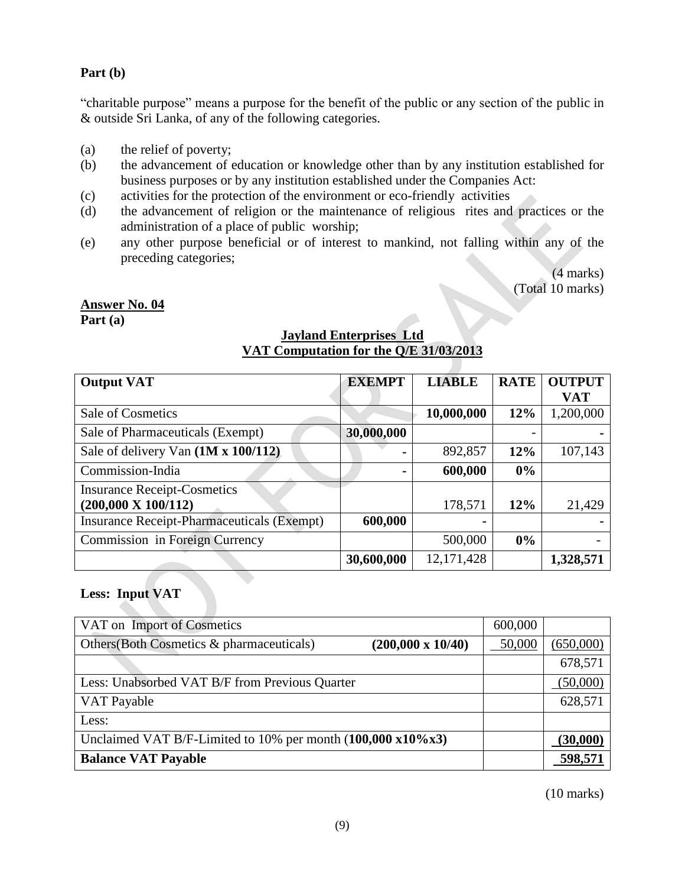**Part (b)**

"charitable purpose" means a purpose for the benefit of the public or any section of the public in & outside Sri Lanka, of any of the following categories.

(a) the relief of poverty;

(b) the advancement of education or knowledge other than by any institution established for business purposes or by any institution established under the Companies Act:

(c) activities for the protection of the environment or eco-friendly activities

(d) the advancement of religion or the maintenance of religious rites and practices or the administration of a place of public worship;

(e) any other purpose beneficial or of interest to mankind, not falling within any of the preceding categories;

(4 marks)
(Total 10 marks)

**Answer No. 04**
**Part (a)**

**Jayland Enterprises Ltd**
**VAT Computation for the Q/E 31/03/2013**

| **Output VAT** | **EXEMPT** | **LIABLE** | **RATE** | **OUTPUT VAT** |
|---|---|---|---|---|
| Sale of Cosmetics | | **10,000,000** | **12%** | 1,200,000 |
| Sale of Pharmaceuticals (Exempt) | **30,000,000** | | - | - |
| Sale of delivery Van **(1M x 100/112)** | - | 892,857 | **12%** | 107,143 |
| Commission-India | - | **600,000** | **0%** | |
| Insurance Receipt-Cosmetics **(200,000 X 100/112)** | | 178,571 | **12%** | 21,429 |
| Insurance Receipt-Pharmaceuticals (Exempt) | **600,000** | - | | - |
| Commission in Foreign Currency | | 500,000 | **0%** | - |
| | **30,600,000** | 12,171,428 | | **1,328,571** |

**Less: Input VAT**

| | | |
|---|---|---|
| VAT on Import of Cosmetics | 600,000 | |
| Others(Both Cosmetics & pharmaceuticals) **(200,000 x 10/40)** | 50,000 | (650,000) |
| | | 678,571 |
| Less: Unabsorbed VAT B/F from Previous Quarter | | (50,000) |
| VAT Payable | | 628,571 |
| Less: | | |
| Unclaimed VAT B/F-Limited to 10% per month (**100,000 x10%x3)** | | **(30,000)** |
| **Balance VAT Payable** | | **598,571** |

(10 marks)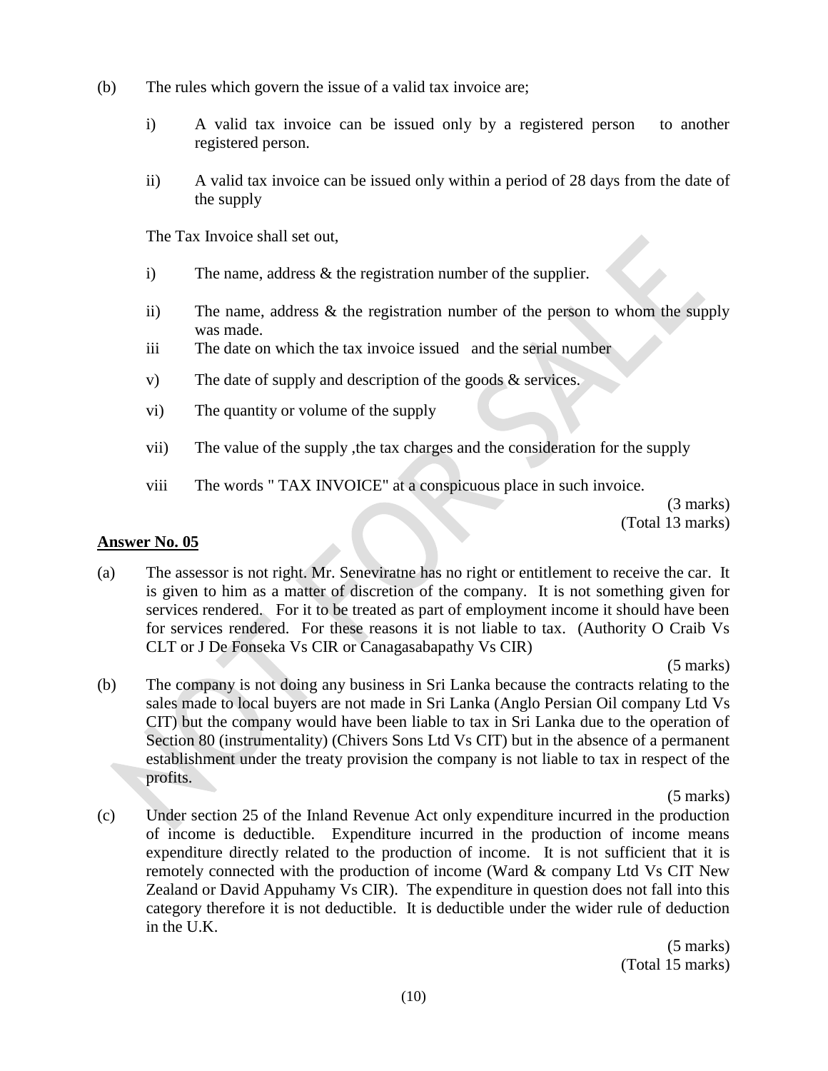(b) The rules which govern the issue of a valid tax invoice are;

i) A valid tax invoice can be issued only by a registered person to another registered person.

ii) A valid tax invoice can be issued only within a period of 28 days from the date of the supply

The Tax Invoice shall set out,

i) The name, address & the registration number of the supplier.

ii) The name, address & the registration number of the person to whom the supply was made.

iii The date on which the tax invoice issued and the serial number

v) The date of supply and description of the goods & services.

vi) The quantity or volume of the supply

vii) The value of the supply ,the tax charges and the consideration for the supply

viii The words " TAX INVOICE" at a conspicuous place in such invoice.

(3 marks)
(Total 13 marks)

**Answer No. 05**

(a) The assessor is not right. Mr. Seneviratne has no right or entitlement to receive the car. It is given to him as a matter of discretion of the company. It is not something given for services rendered. For it to be treated as part of employment income it should have been for services rendered. For these reasons it is not liable to tax. (Authority O Craib Vs CLT or J De Fonseka Vs CIR or Canagasabapathy Vs CIR)

(5 marks)

(b) The company is not doing any business in Sri Lanka because the contracts relating to the sales made to local buyers are not made in Sri Lanka (Anglo Persian Oil company Ltd Vs CIT) but the company would have been liable to tax in Sri Lanka due to the operation of Section 80 (instrumentality) (Chivers Sons Ltd Vs CIT) but in the absence of a permanent establishment under the treaty provision the company is not liable to tax in respect of the profits.

(5 marks)

(c) Under section 25 of the Inland Revenue Act only expenditure incurred in the production of income is deductible. Expenditure incurred in the production of income means expenditure directly related to the production of income. It is not sufficient that it is remotely connected with the production of income (Ward & company Ltd Vs CIT New Zealand or David Appuhamy Vs CIR). The expenditure in question does not fall into this category therefore it is not deductible. It is deductible under the wider rule of deduction in the U.K.

(5 marks)
(Total 15 marks)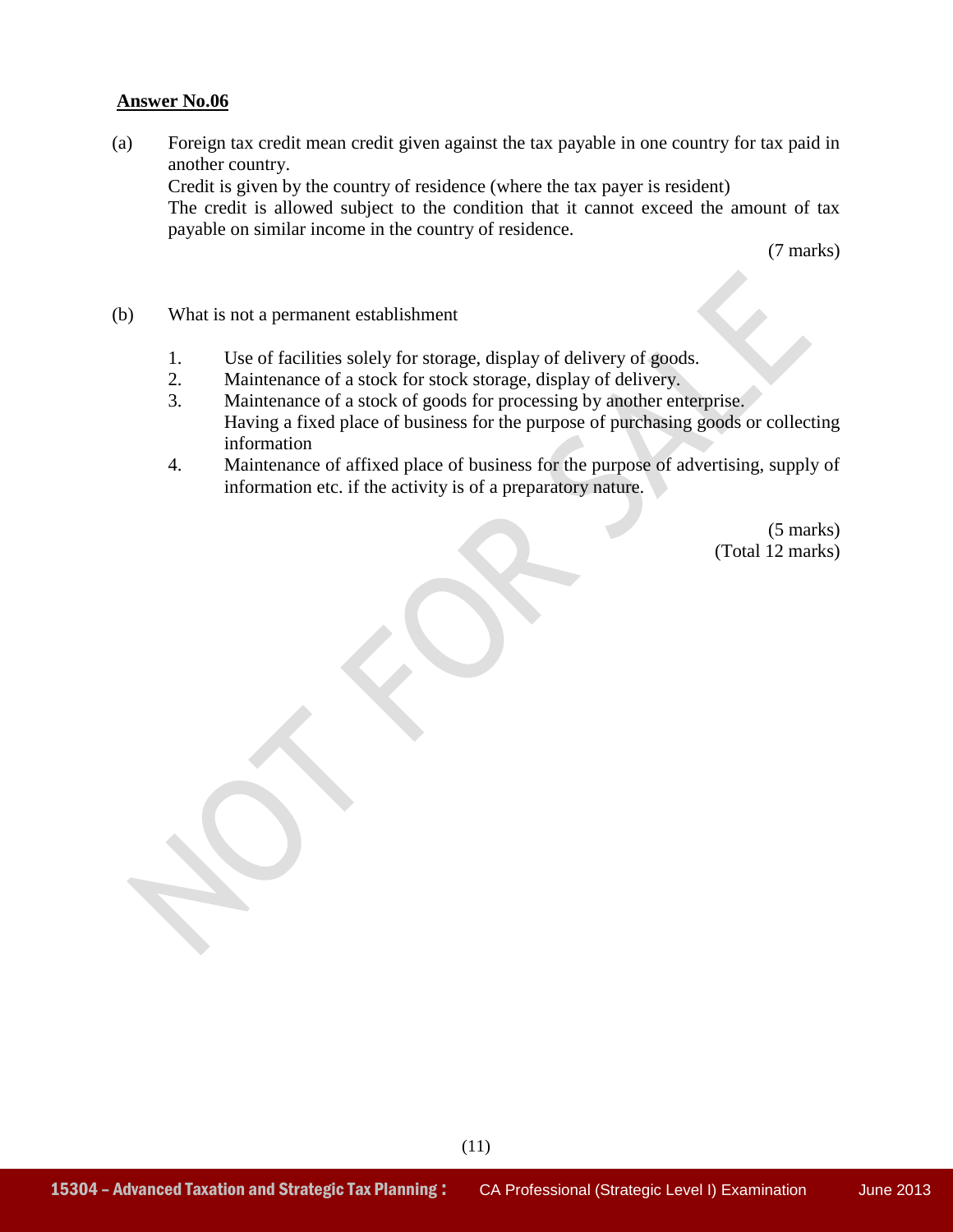**Answer No.06**

(a) Foreign tax credit mean credit given against the tax payable in one country for tax paid in another country.
Credit is given by the country of residence (where the tax payer is resident)
The credit is allowed subject to the condition that it cannot exceed the amount of tax payable on similar income in the country of residence.

(7 marks)

(b) What is not a permanent establishment

1. Use of facilities solely for storage, display of delivery of goods.
2. Maintenance of a stock for stock storage, display of delivery.
3. Maintenance of a stock of goods for processing by another enterprise.
   Having a fixed place of business for the purpose of purchasing goods or collecting information
4. Maintenance of affixed place of business for the purpose of advertising, supply of information etc. if the activity is of a preparatory nature.

(5 marks)
(Total 12 marks)